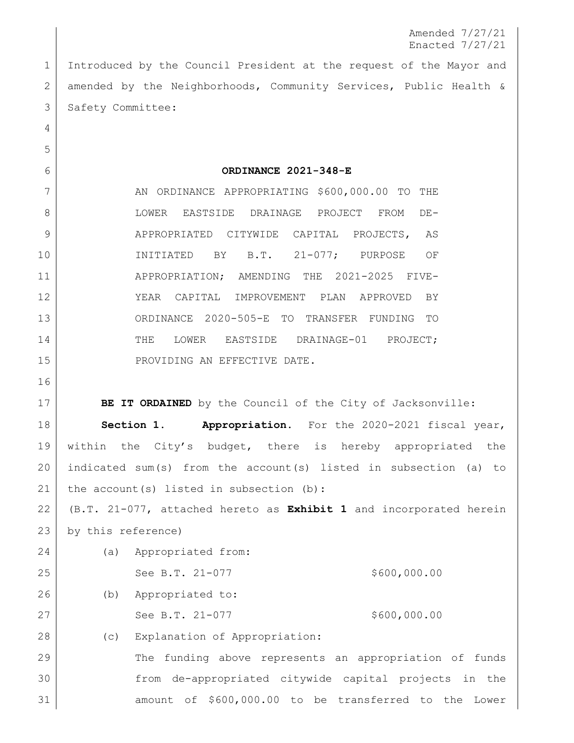Amended 7/27/21
Enacted 7/27/21

Introduced by the Council President at the request of the Mayor and amended by the Neighborhoods, Community Services, Public Health & Safety Committee:

**ORDINANCE 2021-348-E**

AN ORDINANCE APPROPRIATING $600,000.00 TO THE LOWER EASTSIDE DRAINAGE PROJECT FROM DE-APPROPRIATED CITYWIDE CAPITAL PROJECTS, AS INITIATED BY B.T. 21-077; PURPOSE OF APPROPRIATION; AMENDING THE 2021-2025 FIVE-YEAR CAPITAL IMPROVEMENT PLAN APPROVED BY ORDINANCE 2020-505-E TO TRANSFER FUNDING TO THE LOWER EASTSIDE DRAINAGE-01 PROJECT; PROVIDING AN EFFECTIVE DATE.

**BE IT ORDAINED** by the Council of the City of Jacksonville:

**Section 1. Appropriation.** For the 2020-2021 fiscal year, within the City's budget, there is hereby appropriated the indicated sum(s) from the account(s) listed in subsection (a) to the account(s) listed in subsection (b):

(B.T. 21-077, attached hereto as **Exhibit 1** and incorporated herein by this reference)

(a) Appropriated from:

See B.T. 21-077 $600,000.00

(b) Appropriated to:

See B.T. 21-077 $600,000.00

(c) Explanation of Appropriation:

The funding above represents an appropriation of funds from de-appropriated citywide capital projects in the amount of $600,000.00 to be transferred to the Lower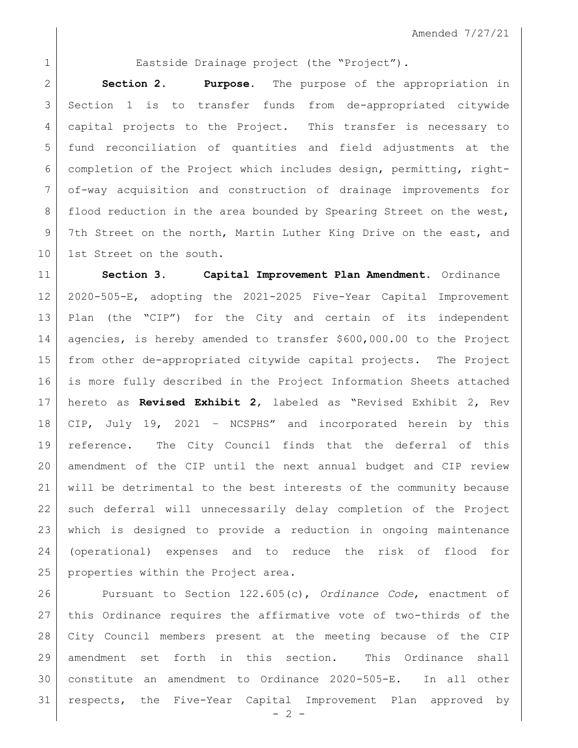Eastside Drainage project (the "Project").

**Section 2. Purpose.** The purpose of the appropriation in Section 1 is to transfer funds from de-appropriated citywide capital projects to the Project. This transfer is necessary to fund reconciliation of quantities and field adjustments at the completion of the Project which includes design, permitting, right-of-way acquisition and construction of drainage improvements for flood reduction in the area bounded by Spearing Street on the west, 7th Street on the north, Martin Luther King Drive on the east, and 1st Street on the south.

**Section 3. Capital Improvement Plan Amendment.** Ordinance 2020-505-E, adopting the 2021-2025 Five-Year Capital Improvement Plan (the "CIP") for the City and certain of its independent agencies, is hereby amended to transfer $600,000.00 to the Project from other de-appropriated citywide capital projects. The Project is more fully described in the Project Information Sheets attached hereto as **Revised Exhibit 2**, labeled as "Revised Exhibit 2, Rev CIP, July 19, 2021 – NCSPHS" and incorporated herein by this reference. The City Council finds that the deferral of this amendment of the CIP until the next annual budget and CIP review will be detrimental to the best interests of the community because such deferral will unnecessarily delay completion of the Project which is designed to provide a reduction in ongoing maintenance (operational) expenses and to reduce the risk of flood for properties within the Project area.

Pursuant to Section 122.605(c), *Ordinance Code*, enactment of this Ordinance requires the affirmative vote of two-thirds of the City Council members present at the meeting because of the CIP amendment set forth in this section. This Ordinance shall constitute an amendment to Ordinance 2020-505-E. In all other respects, the Five-Year Capital Improvement Plan approved by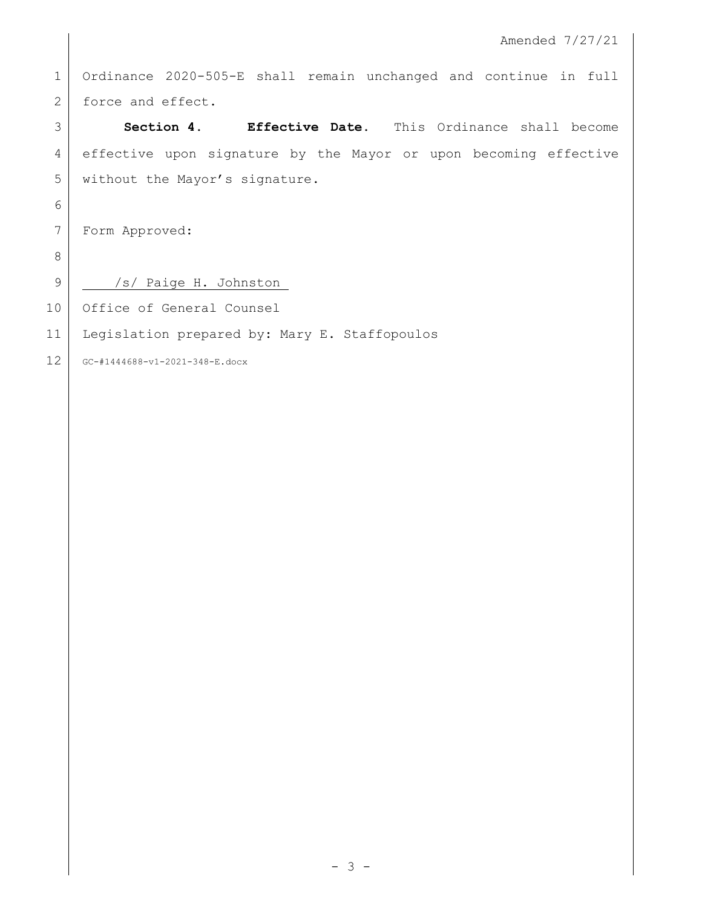Ordinance 2020-505-E shall remain unchanged and continue in full force and effect.

**Section 4. Effective Date.** This Ordinance shall become effective upon signature by the Mayor or upon becoming effective without the Mayor's signature.

Form Approved:

/s/ Paige H. Johnston

Office of General Counsel

Legislation prepared by: Mary E. Staffopoulos

GC-#1444688-v1-2021-348-E.docx